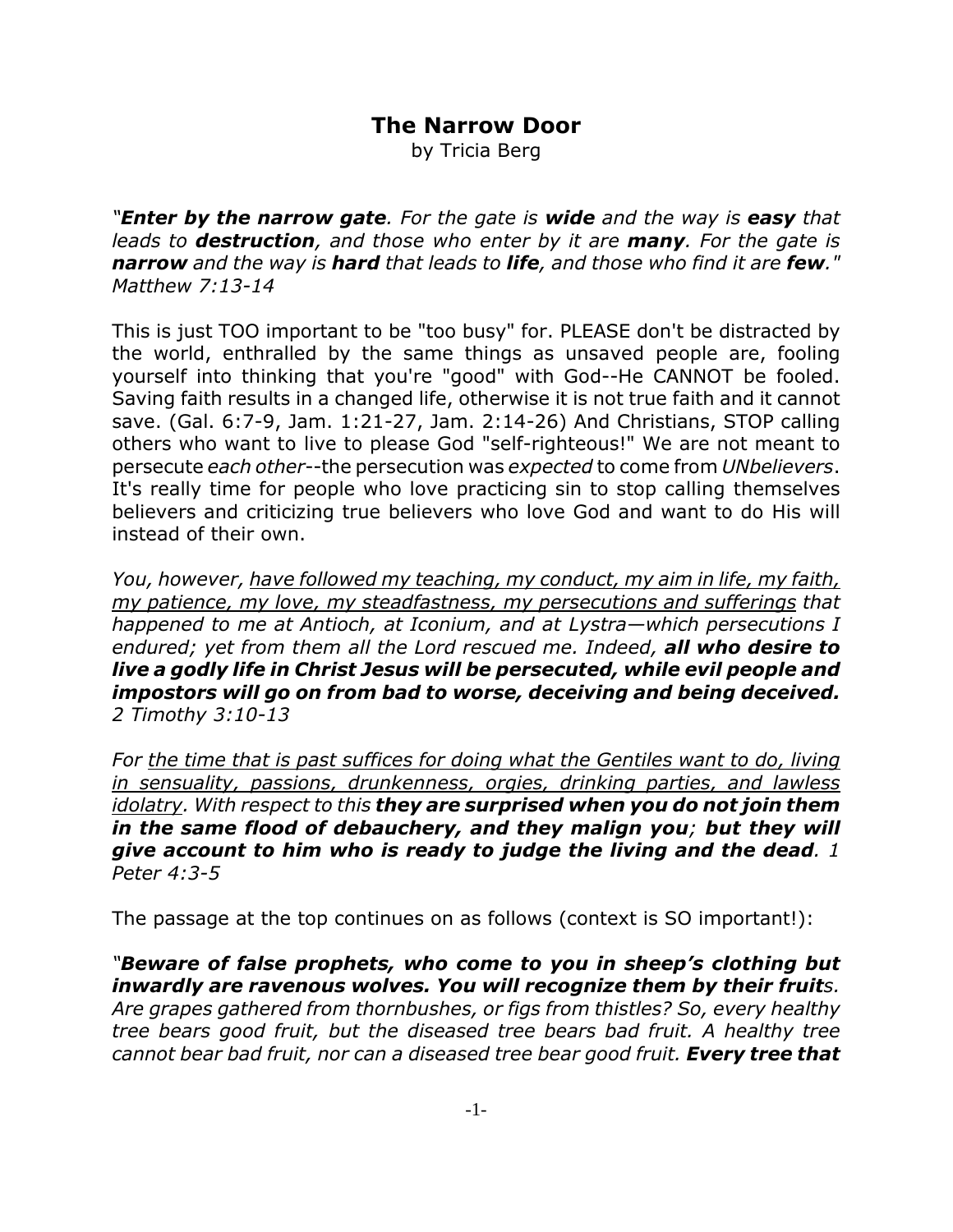# The Narrow Door

by Tricia Berg

*"**Enter by the narrow gate**. For the gate is **wide** and the way is **easy** that leads to **destruction**, and those who enter by it are **many**. For the gate is **narrow** and the way is **hard** that leads to **life**, and those who find it are **few**." Matthew 7:13-14*

This is just TOO important to be "too busy" for. PLEASE don't be distracted by the world, enthralled by the same things as unsaved people are, fooling yourself into thinking that you're "good" with God--He CANNOT be fooled. Saving faith results in a changed life, otherwise it is not true faith and it cannot save. (Gal. 6:7-9, Jam. 1:21-27, Jam. 2:14-26) And Christians, STOP calling others who want to live to please God "self-righteous!" We are not meant to persecute *each other*--the persecution was *expected* to come from *UNbelievers*. It's really time for people who love practicing sin to stop calling themselves believers and criticizing true believers who love God and want to do His will instead of their own.

*You, however, <u>have followed my teaching, my conduct, my aim in life, my faith, my patience, my love, my steadfastness, my persecutions and sufferings</u> that happened to me at Antioch, at Iconium, and at Lystra—which persecutions I endured; yet from them all the Lord rescued me. Indeed, **all who desire to live a godly life in Christ Jesus will be persecuted, while evil people and impostors will go on from bad to worse, deceiving and being deceived.** 2 Timothy 3:10-13*

*For <u>the time that is past suffices for doing what the Gentiles want to do, living in sensuality, passions, drunkenness, orgies, drinking parties, and lawless idolatry</u>. With respect to this **they are surprised when you do not join them in the same flood of debauchery, and they malign you**; **but they will give account to him who is ready to judge the living and the dead**. 1 Peter 4:3-5*

The passage at the top continues on as follows (context is SO important!):

*"**Beware of false prophets, who come to you in sheep's clothing but inwardly are ravenous wolves. You will recognize them by their fruit**s. Are grapes gathered from thornbushes, or figs from thistles? So, every healthy tree bears good fruit, but the diseased tree bears bad fruit. A healthy tree cannot bear bad fruit, nor can a diseased tree bear good fruit. **Every tree that***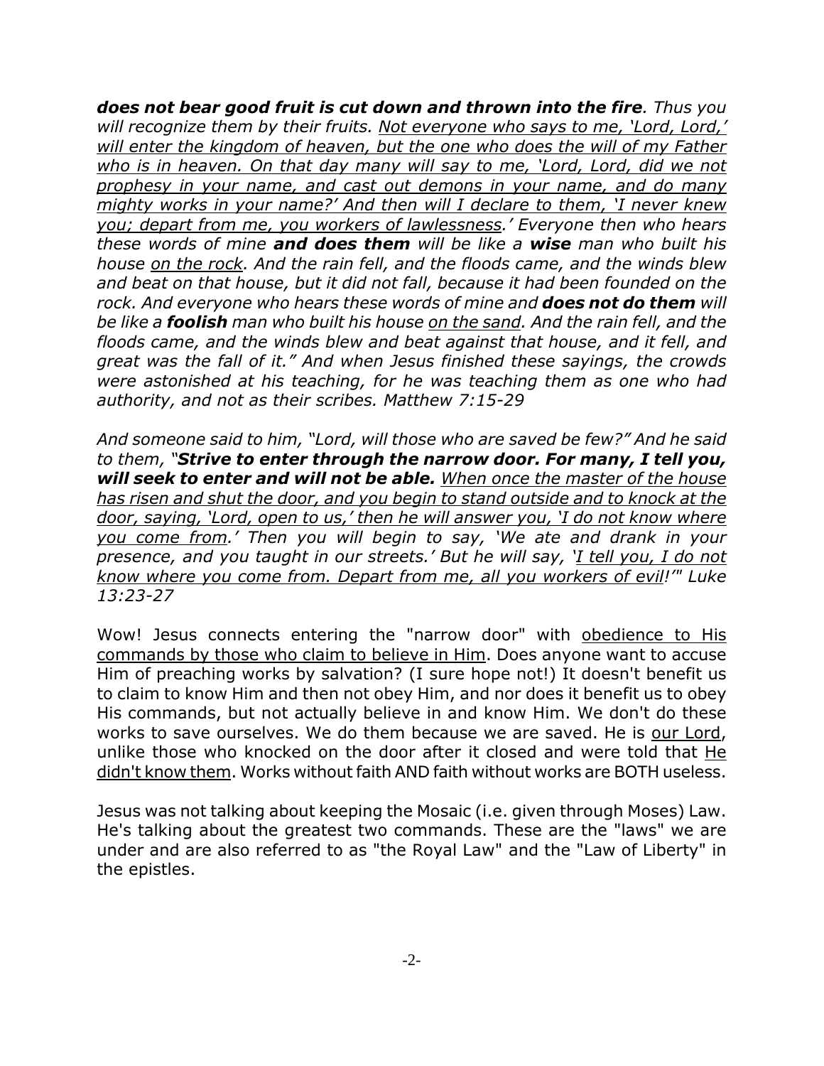***does not bear good fruit is cut down and thrown into the fire**. Thus you will recognize them by their fruits. <u>Not everyone who says to me, 'Lord, Lord,' will enter the kingdom of heaven, but the one who does the will of my Father who is in heaven. On that day many will say to me, 'Lord, Lord, did we not prophesy in your name, and cast out demons in your name, and do many mighty works in your name?' And then will I declare to them, 'I never knew you; depart from me, you workers of lawlessness</u>.' Everyone then who hears these words of mine **and does them** will be like a **wise** man who built his house <u>on the rock</u>. And the rain fell, and the floods came, and the winds blew and beat on that house, but it did not fall, because it had been founded on the rock. And everyone who hears these words of mine and **does not do them** will be like a **foolish** man who built his house <u>on the sand</u>. And the rain fell, and the floods came, and the winds blew and beat against that house, and it fell, and great was the fall of it." And when Jesus finished these sayings, the crowds were astonished at his teaching, for he was teaching them as one who had authority, and not as their scribes. Matthew 7:15-29*

*And someone said to him, "Lord, will those who are saved be few?" And he said to them, "**Strive to enter through the narrow door. For many, I tell you, will seek to enter and will not be able.** <u>When once the master of the house has risen and shut the door, and you begin to stand outside and to knock at the door, saying, 'Lord, open to us,' then he will answer you, 'I do not know where you come from</u>.' Then you will begin to say, 'We ate and drank in your presence, and you taught in our streets.' But he will say, '<u>I tell you, I do not know where you come from. Depart from me, all you workers of evil</u>!'" Luke 13:23-27*

Wow! Jesus connects entering the "narrow door" with <u>obedience to His commands by those who claim to believe in Him</u>. Does anyone want to accuse Him of preaching works by salvation? (I sure hope not!) It doesn't benefit us to claim to know Him and then not obey Him, and nor does it benefit us to obey His commands, but not actually believe in and know Him. We don't do these works to save ourselves. We do them because we are saved. He is <u>our Lord</u>, unlike those who knocked on the door after it closed and were told that <u>He didn't know them</u>. Works without faith AND faith without works are BOTH useless.

Jesus was not talking about keeping the Mosaic (i.e. given through Moses) Law. He's talking about the greatest two commands. These are the "laws" we are under and are also referred to as "the Royal Law" and the "Law of Liberty" in the epistles.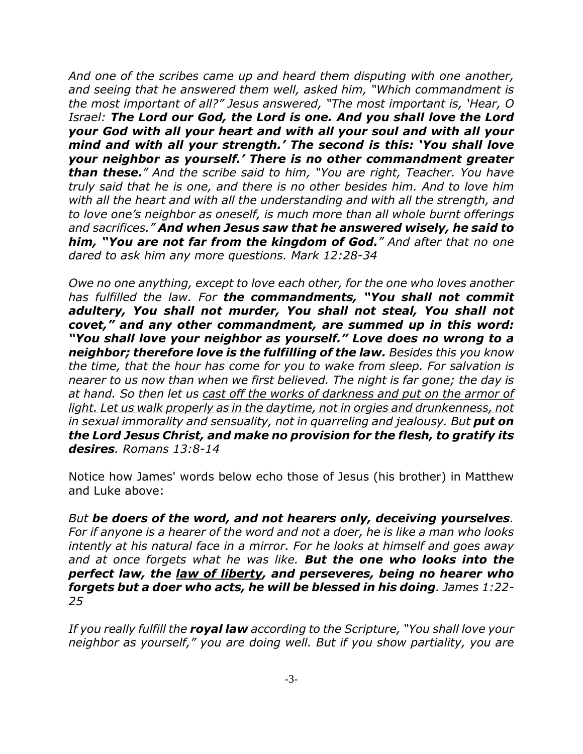*And one of the scribes came up and heard them disputing with one another, and seeing that he answered them well, asked him, "Which commandment is the most important of all?" Jesus answered, "The most important is, 'Hear, O Israel:* ***The Lord our God, the Lord is one. And you shall love the Lord your God with all your heart and with all your soul and with all your mind and with all your strength.' The second is this: 'You shall love your neighbor as yourself.' There is no other commandment greater than these.****" And the scribe said to him, "You are right, Teacher. You have truly said that he is one, and there is no other besides him. And to love him with all the heart and with all the understanding and with all the strength, and to love one's neighbor as oneself, is much more than all whole burnt offerings and sacrifices."* ***And when Jesus saw that he answered wisely, he said to him, "You are not far from the kingdom of God.****" And after that no one dared to ask him any more questions. Mark 12:28-34*

*Owe no one anything, except to love each other, for the one who loves another has fulfilled the law. For* ***the commandments, "You shall not commit adultery, You shall not murder, You shall not steal, You shall not covet," and any other commandment, are summed up in this word: "You shall love your neighbor as yourself." Love does no wrong to a neighbor; therefore love is the fulfilling of the law.*** *Besides this you know the time, that the hour has come for you to wake from sleep. For salvation is nearer to us now than when we first believed. The night is far gone; the day is at hand. So then let us <u>cast off the works of darkness and put on the armor of light. Let us walk properly as in the daytime, not in orgies and drunkenness, not in sexual immorality and sensuality, not in quarreling and jealousy</u>. But* ***put on the Lord Jesus Christ, and make no provision for the flesh, to gratify its desires****. Romans 13:8-14*

Notice how James' words below echo those of Jesus (his brother) in Matthew and Luke above:

*But* ***be doers of the word, and not hearers only, deceiving yourselves****. For if anyone is a hearer of the word and not a doer, he is like a man who looks intently at his natural face in a mirror. For he looks at himself and goes away and at once forgets what he was like.* ***But the one who looks into the perfect law, the <u>law of liberty</u>, and perseveres, being no hearer who forgets but a doer who acts, he will be blessed in his doing****. James 1:22-25*

*If you really fulfill the* ***royal law*** *according to the Scripture, "You shall love your neighbor as yourself," you are doing well. But if you show partiality, you are*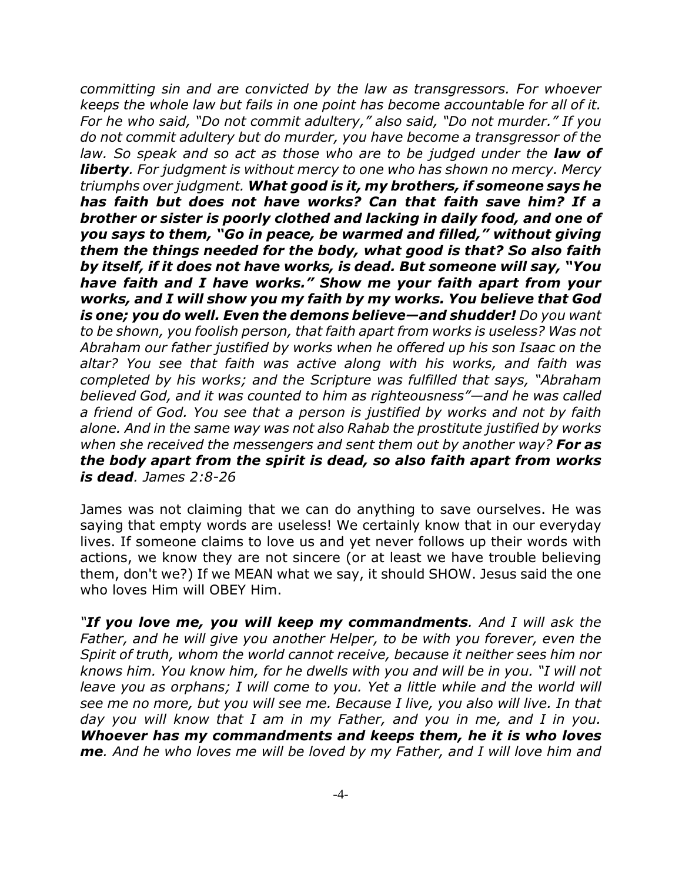*committing sin and are convicted by the law as transgressors. For whoever keeps the whole law but fails in one point has become accountable for all of it. For he who said, "Do not commit adultery," also said, "Do not murder." If you do not commit adultery but do murder, you have become a transgressor of the law. So speak and so act as those who are to be judged under the* ***law of liberty****. For judgment is without mercy to one who has shown no mercy. Mercy triumphs over judgment.* ***What good is it, my brothers, if someone says he has faith but does not have works? Can that faith save him? If a brother or sister is poorly clothed and lacking in daily food, and one of you says to them, "Go in peace, be warmed and filled," without giving them the things needed for the body, what good is that? So also faith by itself, if it does not have works, is dead. But someone will say, "You have faith and I have works." Show me your faith apart from your works, and I will show you my faith by my works. You believe that God is one; you do well. Even the demons believe—and shudder!*** *Do you want to be shown, you foolish person, that faith apart from works is useless? Was not Abraham our father justified by works when he offered up his son Isaac on the altar? You see that faith was active along with his works, and faith was completed by his works; and the Scripture was fulfilled that says, "Abraham believed God, and it was counted to him as righteousness"—and he was called a friend of God. You see that a person is justified by works and not by faith alone. And in the same way was not also Rahab the prostitute justified by works when she received the messengers and sent them out by another way?* ***For as the body apart from the spirit is dead, so also faith apart from works is dead****. James 2:8-26*

James was not claiming that we can do anything to save ourselves. He was saying that empty words are useless! We certainly know that in our everyday lives. If someone claims to love us and yet never follows up their words with actions, we know they are not sincere (or at least we have trouble believing them, don't we?) If we MEAN what we say, it should SHOW. Jesus said the one who loves Him will OBEY Him.

*"****If you love me, you will keep my commandments****. And I will ask the Father, and he will give you another Helper, to be with you forever, even the Spirit of truth, whom the world cannot receive, because it neither sees him nor knows him. You know him, for he dwells with you and will be in you. "I will not leave you as orphans; I will come to you. Yet a little while and the world will see me no more, but you will see me. Because I live, you also will live. In that day you will know that I am in my Father, and you in me, and I in you.* ***Whoever has my commandments and keeps them, he it is who loves me****. And he who loves me will be loved by my Father, and I will love him and*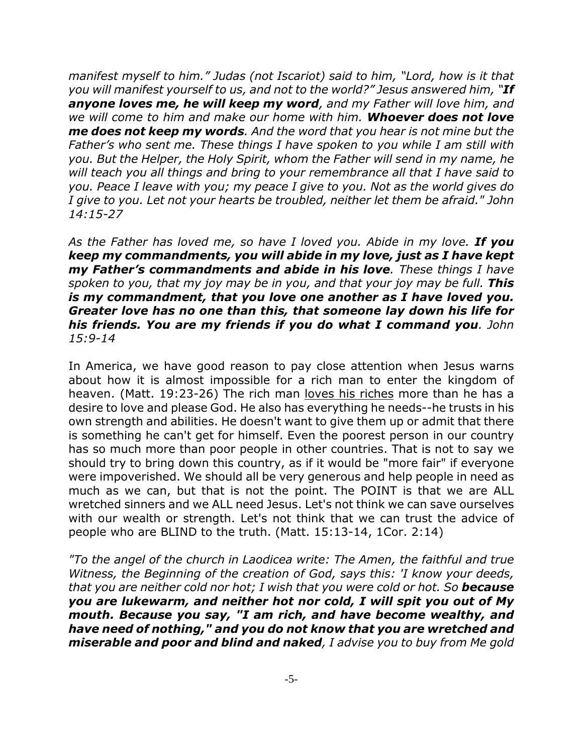*manifest myself to him." Judas (not Iscariot) said to him, "Lord, how is it that you will manifest yourself to us, and not to the world?" Jesus answered him, "**If anyone loves me, he will keep my word**, and my Father will love him, and we will come to him and make our home with him. **Whoever does not love me does not keep my words**. And the word that you hear is not mine but the Father's who sent me. These things I have spoken to you while I am still with you. But the Helper, the Holy Spirit, whom the Father will send in my name, he will teach you all things and bring to your remembrance all that I have said to you. Peace I leave with you; my peace I give to you. Not as the world gives do I give to you. Let not your hearts be troubled, neither let them be afraid." John 14:15-27*

*As the Father has loved me, so have I loved you. Abide in my love. **If you keep my commandments, you will abide in my love, just as I have kept my Father's commandments and abide in his love**. These things I have spoken to you, that my joy may be in you, and that your joy may be full. **This is my commandment, that you love one another as I have loved you. Greater love has no one than this, that someone lay down his life for his friends. You are my friends if you do what I command you**. John 15:9-14*

In America, we have good reason to pay close attention when Jesus warns about how it is almost impossible for a rich man to enter the kingdom of heaven. (Matt. 19:23-26) The rich man <u>loves his riches</u> more than he has a desire to love and please God. He also has everything he needs--he trusts in his own strength and abilities. He doesn't want to give them up or admit that there is something he can't get for himself. Even the poorest person in our country has so much more than poor people in other countries. That is not to say we should try to bring down this country, as if it would be "more fair" if everyone were impoverished. We should all be very generous and help people in need as much as we can, but that is not the point. The POINT is that we are ALL wretched sinners and we ALL need Jesus. Let's not think we can save ourselves with our wealth or strength. Let's not think that we can trust the advice of people who are BLIND to the truth. (Matt. 15:13-14, 1Cor. 2:14)

*"To the angel of the church in Laodicea write: The Amen, the faithful and true Witness, the Beginning of the creation of God, says this: 'I know your deeds, that you are neither cold nor hot; I wish that you were cold or hot. So **because you are lukewarm, and neither hot nor cold, I will spit you out of My mouth. Because you say, "I am rich, and have become wealthy, and have need of nothing," and you do not know that you are wretched and miserable and poor and blind and naked**, I advise you to buy from Me gold*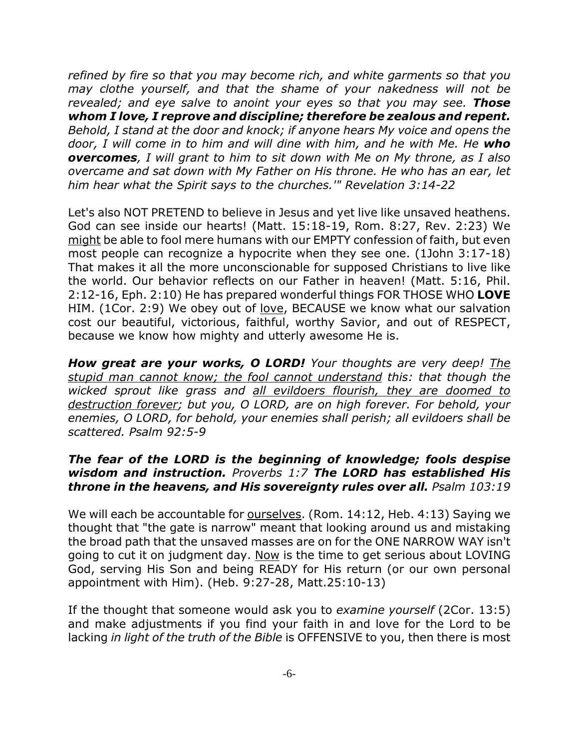*refined by fire so that you may become rich, and white garments so that you may clothe yourself, and that the shame of your nakedness will not be revealed; and eye salve to anoint your eyes so that you may see.* ***Those whom I love, I reprove and discipline; therefore be zealous and repent.*** *Behold, I stand at the door and knock; if anyone hears My voice and opens the door, I will come in to him and will dine with him, and he with Me. He* ***who overcomes****, I will grant to him to sit down with Me on My throne, as I also overcame and sat down with My Father on His throne. He who has an ear, let him hear what the Spirit says to the churches.'" Revelation 3:14-22*

Let's also NOT PRETEND to believe in Jesus and yet live like unsaved heathens. God can see inside our hearts! (Matt. 15:18-19, Rom. 8:27, Rev. 2:23) We <u>might</u> be able to fool mere humans with our EMPTY confession of faith, but even most people can recognize a hypocrite when they see one. (1John 3:17-18) That makes it all the more unconscionable for supposed Christians to live like the world. Our behavior reflects on our Father in heaven! (Matt. 5:16, Phil. 2:12-16, Eph. 2:10) He has prepared wonderful things FOR THOSE WHO **LOVE** HIM. (1Cor. 2:9) We obey out of <u>love</u>, BECAUSE we know what our salvation cost our beautiful, victorious, faithful, worthy Savior, and out of RESPECT, because we know how mighty and utterly awesome He is.

***How great are your works, O LORD!*** *Your thoughts are very deep! <u>The stupid man cannot know; the fool cannot understand</u> this: that though the wicked sprout like grass and <u>all evildoers flourish, they are doomed to destruction forever</u>; but you, O LORD, are on high forever. For behold, your enemies, O LORD, for behold, your enemies shall perish; all evildoers shall be scattered. Psalm 92:5-9*

***The fear of the LORD is the beginning of knowledge; fools despise wisdom and instruction.*** *Proverbs 1:7* ***The LORD has established His throne in the heavens, and His sovereignty rules over all.*** *Psalm 103:19*

We will each be accountable for <u>ourselves</u>. (Rom. 14:12, Heb. 4:13) Saying we thought that "the gate is narrow" meant that looking around us and mistaking the broad path that the unsaved masses are on for the ONE NARROW WAY isn't going to cut it on judgment day. <u>Now</u> is the time to get serious about LOVING God, serving His Son and being READY for His return (or our own personal appointment with Him). (Heb. 9:27-28, Matt.25:10-13)

If the thought that someone would ask you to *examine yourself* (2Cor. 13:5) and make adjustments if you find your faith in and love for the Lord to be lacking *in light of the truth of the Bible* is OFFENSIVE to you, then there is most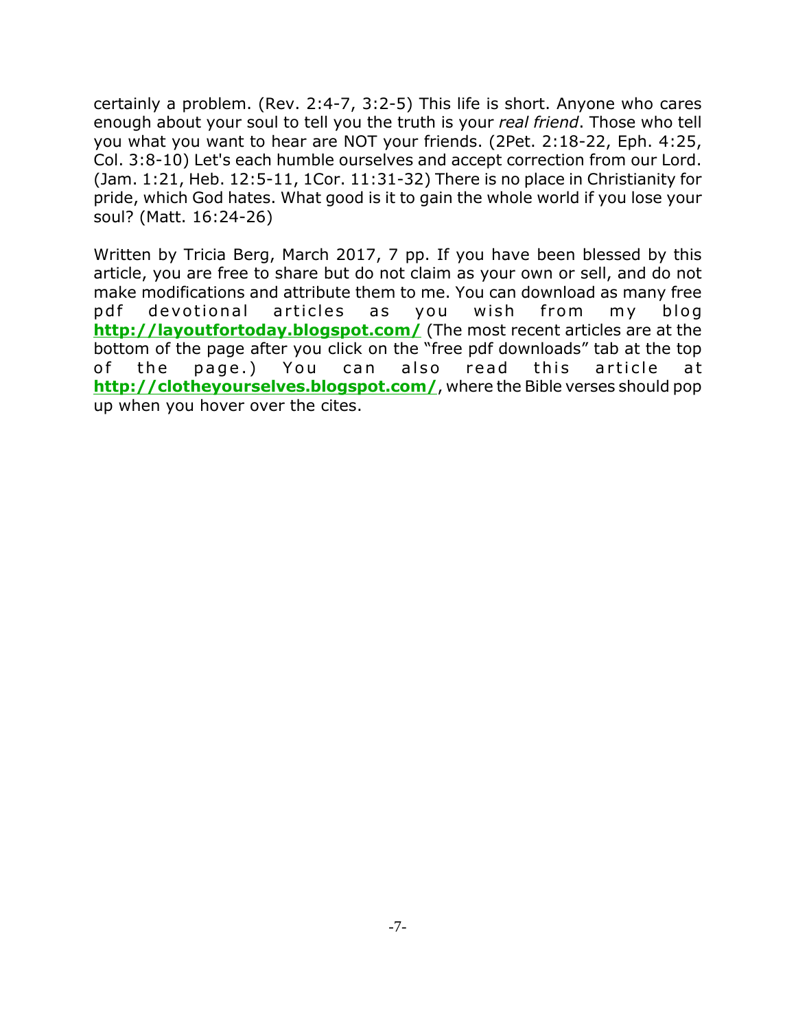certainly a problem. (Rev. 2:4-7, 3:2-5) This life is short. Anyone who cares enough about your soul to tell you the truth is your *real friend*. Those who tell you what you want to hear are NOT your friends. (2Pet. 2:18-22, Eph. 4:25, Col. 3:8-10) Let's each humble ourselves and accept correction from our Lord. (Jam. 1:21, Heb. 12:5-11, 1Cor. 11:31-32) There is no place in Christianity for pride, which God hates. What good is it to gain the whole world if you lose your soul? (Matt. 16:24-26)

Written by Tricia Berg, March 2017, 7 pp. If you have been blessed by this article, you are free to share but do not claim as your own or sell, and do not make modifications and attribute them to me. You can download as many free pdf devotional articles as you wish from my blog **http://layoutfortoday.blogspot.com/** (The most recent articles are at the bottom of the page after you click on the "free pdf downloads" tab at the top of the page.) You can also read this article at **http://clotheyourselves.blogspot.com/**, where the Bible verses should pop up when you hover over the cites.